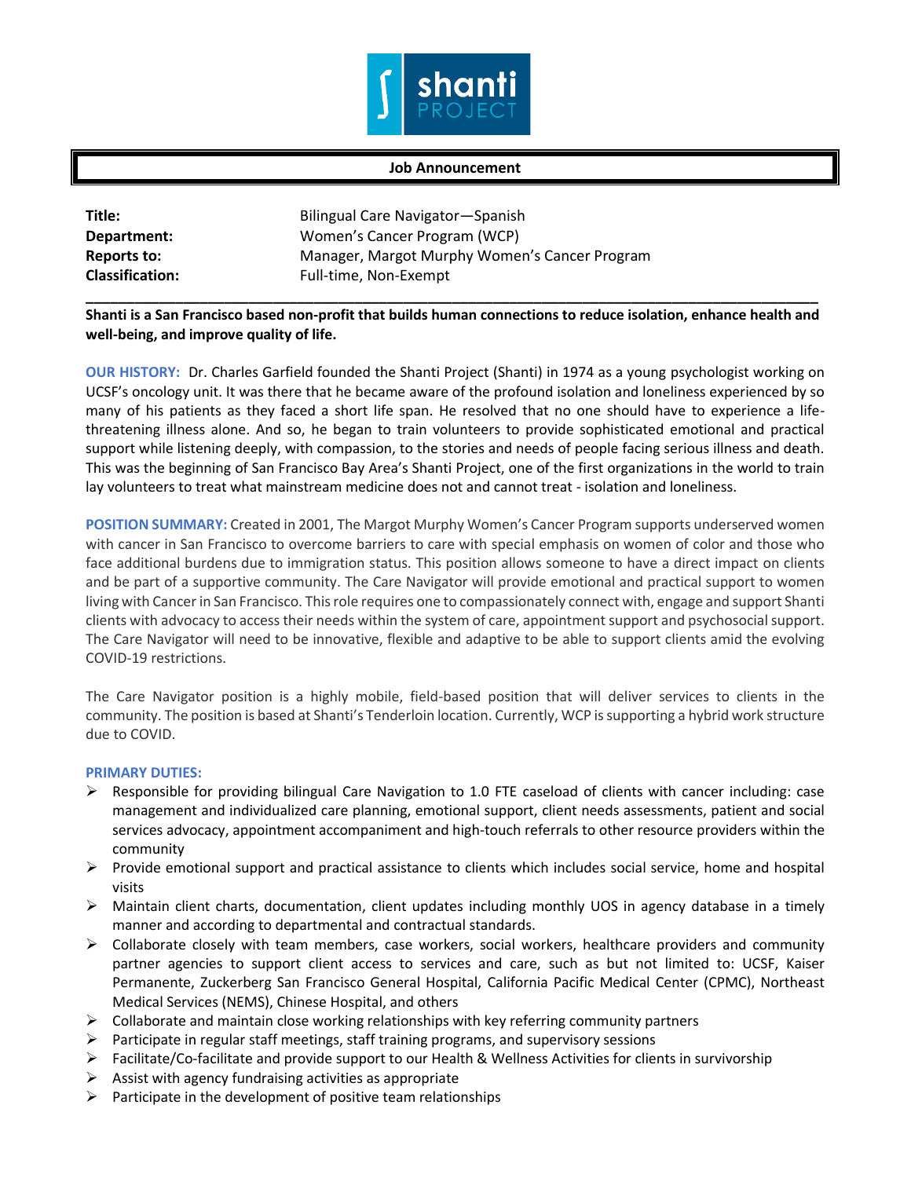# Job Announcement

**Title:** Bilingual Care Navigator—Spanish
**Department:** Women's Cancer Program (WCP)
**Reports to:** Manager, Margot Murphy Women's Cancer Program
**Classification:** Full-time, Non-Exempt

---

**Shanti is a San Francisco based non-profit that builds human connections to reduce isolation, enhance health and well-being, and improve quality of life.**

**OUR HISTORY:** Dr. Charles Garfield founded the Shanti Project (Shanti) in 1974 as a young psychologist working on UCSF's oncology unit. It was there that he became aware of the profound isolation and loneliness experienced by so many of his patients as they faced a short life span. He resolved that no one should have to experience a life-threatening illness alone. And so, he began to train volunteers to provide sophisticated emotional and practical support while listening deeply, with compassion, to the stories and needs of people facing serious illness and death. This was the beginning of San Francisco Bay Area's Shanti Project, one of the first organizations in the world to train lay volunteers to treat what mainstream medicine does not and cannot treat - isolation and loneliness.

**POSITION SUMMARY:** Created in 2001, The Margot Murphy Women's Cancer Program supports underserved women with cancer in San Francisco to overcome barriers to care with special emphasis on women of color and those who face additional burdens due to immigration status. This position allows someone to have a direct impact on clients and be part of a supportive community. The Care Navigator will provide emotional and practical support to women living with Cancer in San Francisco. This role requires one to compassionately connect with, engage and support Shanti clients with advocacy to access their needs within the system of care, appointment support and psychosocial support. The Care Navigator will need to be innovative, flexible and adaptive to be able to support clients amid the evolving COVID-19 restrictions.

The Care Navigator position is a highly mobile, field-based position that will deliver services to clients in the community. The position is based at Shanti's Tenderloin location. Currently, WCP is supporting a hybrid work structure due to COVID.

**PRIMARY DUTIES:**

- Responsible for providing bilingual Care Navigation to 1.0 FTE caseload of clients with cancer including: case management and individualized care planning, emotional support, client needs assessments, patient and social services advocacy, appointment accompaniment and high-touch referrals to other resource providers within the community
- Provide emotional support and practical assistance to clients which includes social service, home and hospital visits
- Maintain client charts, documentation, client updates including monthly UOS in agency database in a timely manner and according to departmental and contractual standards.
- Collaborate closely with team members, case workers, social workers, healthcare providers and community partner agencies to support client access to services and care, such as but not limited to: UCSF, Kaiser Permanente, Zuckerberg San Francisco General Hospital, California Pacific Medical Center (CPMC), Northeast Medical Services (NEMS), Chinese Hospital, and others
- Collaborate and maintain close working relationships with key referring community partners
- Participate in regular staff meetings, staff training programs, and supervisory sessions
- Facilitate/Co-facilitate and provide support to our Health & Wellness Activities for clients in survivorship
- Assist with agency fundraising activities as appropriate
- Participate in the development of positive team relationships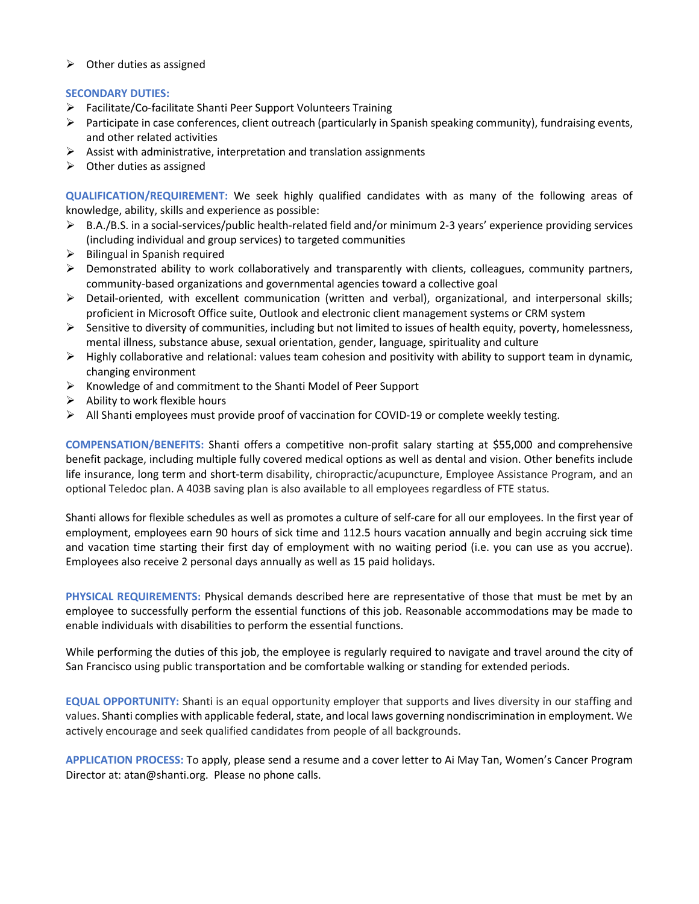- Other duties as assigned

**SECONDARY DUTIES:**

- Facilitate/Co-facilitate Shanti Peer Support Volunteers Training
- Participate in case conferences, client outreach (particularly in Spanish speaking community), fundraising events, and other related activities
- Assist with administrative, interpretation and translation assignments
- Other duties as assigned

**QUALIFICATION/REQUIREMENT:** We seek highly qualified candidates with as many of the following areas of knowledge, ability, skills and experience as possible:

- B.A./B.S. in a social-services/public health-related field and/or minimum 2-3 years' experience providing services (including individual and group services) to targeted communities
- Bilingual in Spanish required
- Demonstrated ability to work collaboratively and transparently with clients, colleagues, community partners, community-based organizations and governmental agencies toward a collective goal
- Detail-oriented, with excellent communication (written and verbal), organizational, and interpersonal skills; proficient in Microsoft Office suite, Outlook and electronic client management systems or CRM system
- Sensitive to diversity of communities, including but not limited to issues of health equity, poverty, homelessness, mental illness, substance abuse, sexual orientation, gender, language, spirituality and culture
- Highly collaborative and relational: values team cohesion and positivity with ability to support team in dynamic, changing environment
- Knowledge of and commitment to the Shanti Model of Peer Support
- Ability to work flexible hours
- All Shanti employees must provide proof of vaccination for COVID-19 or complete weekly testing.

**COMPENSATION/BENEFITS:** Shanti offers a competitive non-profit salary starting at $55,000 and comprehensive benefit package, including multiple fully covered medical options as well as dental and vision. Other benefits include life insurance, long term and short-term disability, chiropractic/acupuncture, Employee Assistance Program, and an optional Teledoc plan. A 403B saving plan is also available to all employees regardless of FTE status.

Shanti allows for flexible schedules as well as promotes a culture of self-care for all our employees. In the first year of employment, employees earn 90 hours of sick time and 112.5 hours vacation annually and begin accruing sick time and vacation time starting their first day of employment with no waiting period (i.e. you can use as you accrue). Employees also receive 2 personal days annually as well as 15 paid holidays.

**PHYSICAL REQUIREMENTS:** Physical demands described here are representative of those that must be met by an employee to successfully perform the essential functions of this job. Reasonable accommodations may be made to enable individuals with disabilities to perform the essential functions.

While performing the duties of this job, the employee is regularly required to navigate and travel around the city of San Francisco using public transportation and be comfortable walking or standing for extended periods.

**EQUAL OPPORTUNITY:** Shanti is an equal opportunity employer that supports and lives diversity in our staffing and values. Shanti complies with applicable federal, state, and local laws governing nondiscrimination in employment. We actively encourage and seek qualified candidates from people of all backgrounds.

**APPLICATION PROCESS:** To apply, please send a resume and a cover letter to Ai May Tan, Women's Cancer Program Director at: atan@shanti.org. Please no phone calls.